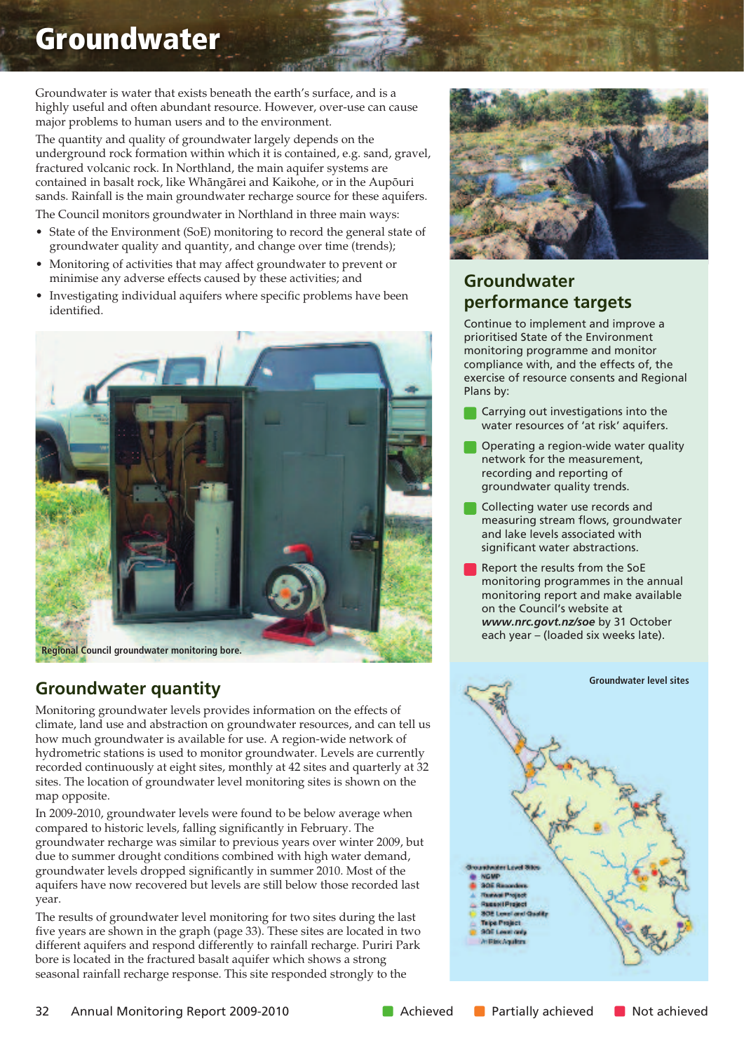# Groundwater

Groundwater is water that exists beneath the earth's surface, and is a highly useful and often abundant resource. However, over-use can cause major problems to human users and to the environment.

The quantity and quality of groundwater largely depends on the underground rock formation within which it is contained, e.g. sand, gravel, fractured volcanic rock. In Northland, the main aquifer systems are contained in basalt rock, like Whāngārei and Kaikohe, or in the Aupōuri sands. Rainfall is the main groundwater recharge source for these aquifers.

The Council monitors groundwater in Northland in three main ways:

- State of the Environment (SoE) monitoring to record the general state of groundwater quality and quantity, and change over time (trends);
- Monitoring of activities that may affect groundwater to prevent or minimise any adverse effects caused by these activities; and
- Investigating individual aquifers where specific problems have been identified.

Regional Council groundwater monitoring bore.

## Groundwater quantity

Monitoring groundwater levels provides information on the effects of climate, land use and abstraction on groundwater resources, and can tell us how much groundwater is available for use. A region-wide network of hydrometric stations is used to monitor groundwater. Levels are currently recorded continuously at eight sites, monthly at 42 sites and quarterly at 32 sites. The location of groundwater level monitoring sites is shown on the map opposite.

In 2009-2010, groundwater levels were found to be below average when compared to historic levels, falling significantly in February. The groundwater recharge was similar to previous years over winter 2009, but due to summer drought conditions combined with high water demand, groundwater levels dropped significantly in summer 2010. Most of the aquifers have now recovered but levels are still below those recorded last year.

The results of groundwater level monitoring for two sites during the last five years are shown in the graph (page 33). These sites are located in two different aquifers and respond differently to rainfall recharge. Puriri Park bore is located in the fractured basalt aquifer which shows a strong seasonal rainfall recharge response. This site responded strongly to the

## Groundwater performance targets

Continue to implement and improve a prioritised State of the Environment monitoring programme and monitor compliance with, and the effects of, the exercise of resource consents and Regional Plans by:

- Carrying out investigations into the water resources of 'at risk' aquifers. (Achieved)
- Operating a region-wide water quality network for the measurement, recording and reporting of groundwater quality trends. (Achieved)
- Collecting water use records and measuring stream flows, groundwater and lake levels associated with significant water abstractions. (Achieved)
- Report the results from the SoE monitoring programmes in the annual monitoring report and make available on the Council's website at ***www.nrc.govt.nz/soe*** by 31 October each year – (loaded six weeks late). (Not achieved)

**Groundwater level sites**

Groundwater Level Sites
- NGMP
- SOE Recorders
- Ruawai Project
- Russell Project
- SOE Level and Quality
- Taipa Project
- SOE Level only
- Aquifers

Achieved | Partially achieved | Not achieved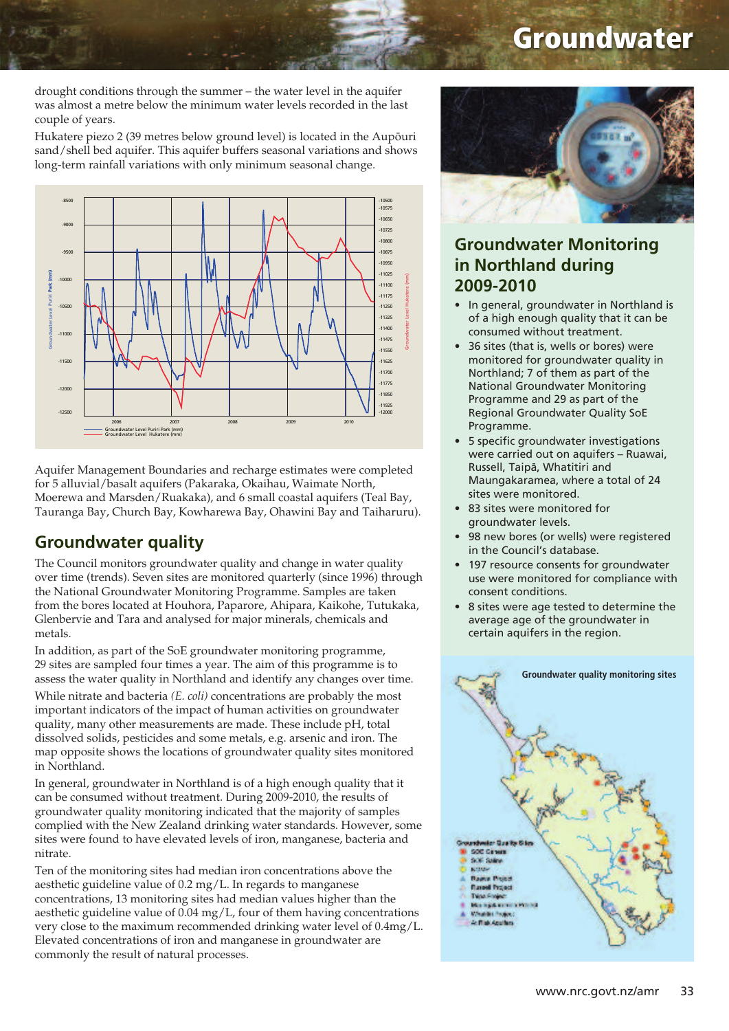drought conditions through the summer – the water level in the aquifer was almost a metre below the minimum water levels recorded in the last couple of years.

Hukatere piezo 2 (39 metres below ground level) is located in the Aupōuri sand/shell bed aquifer. This aquifer buffers seasonal variations and shows long-term rainfall variations with only minimum seasonal change.

Aquifer Management Boundaries and recharge estimates were completed for 5 alluvial/basalt aquifers (Pakaraka, Okaihau, Waimate North, Moerewa and Marsden/Ruakaka), and 6 small coastal aquifers (Teal Bay, Tauranga Bay, Church Bay, Kowharewa Bay, Ohawini Bay and Taiharuru).

## Groundwater quality

The Council monitors groundwater quality and change in water quality over time (trends). Seven sites are monitored quarterly (since 1996) through the National Groundwater Monitoring Programme. Samples are taken from the bores located at Houhora, Paparore, Ahipara, Kaikohe, Tutukaka, Glenbervie and Tara and analysed for major minerals, chemicals and metals.

In addition, as part of the SoE groundwater monitoring programme, 29 sites are sampled four times a year. The aim of this programme is to assess the water quality in Northland and identify any changes over time.

While nitrate and bacteria *(E. coli)* concentrations are probably the most important indicators of the impact of human activities on groundwater quality, many other measurements are made. These include pH, total dissolved solids, pesticides and some metals, e.g. arsenic and iron. The map opposite shows the locations of groundwater quality sites monitored in Northland.

In general, groundwater in Northland is of a high enough quality that it can be consumed without treatment. During 2009-2010, the results of groundwater quality monitoring indicated that the majority of samples complied with the New Zealand drinking water standards. However, some sites were found to have elevated levels of iron, manganese, bacteria and nitrate.

Ten of the monitoring sites had median iron concentrations above the aesthetic guideline value of 0.2 mg/L. In regards to manganese concentrations, 13 monitoring sites had median values higher than the aesthetic guideline value of 0.04 mg/L, four of them having concentrations very close to the maximum recommended drinking water level of 0.4mg/L. Elevated concentrations of iron and manganese in groundwater are commonly the result of natural processes.

## Groundwater Monitoring in Northland during 2009-2010

- In general, groundwater in Northland is of a high enough quality that it can be consumed without treatment.
- 36 sites (that is, wells or bores) were monitored for groundwater quality in Northland; 7 of them as part of the National Groundwater Monitoring Programme and 29 as part of the Regional Groundwater Quality SoE Programme.
- 5 specific groundwater investigations were carried out on aquifers – Ruawai, Russell, Taipā, Whatitiri and Maungakaramea, where a total of 24 sites were monitored.
- 83 sites were monitored for groundwater levels.
- 98 new bores (or wells) were registered in the Council's database.
- 197 resource consents for groundwater use were monitored for compliance with consent conditions.
- 8 sites were age tested to determine the average age of the groundwater in certain aquifers in the region.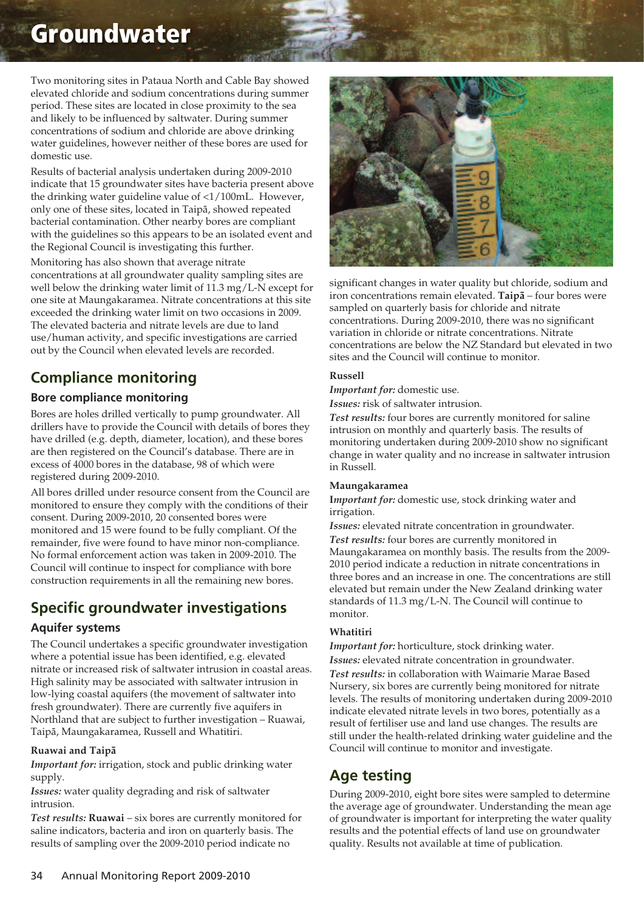# Groundwater

Two monitoring sites in Pataua North and Cable Bay showed elevated chloride and sodium concentrations during summer period. These sites are located in close proximity to the sea and likely to be influenced by saltwater. During summer concentrations of sodium and chloride are above drinking water guidelines, however neither of these bores are used for domestic use.

Results of bacterial analysis undertaken during 2009-2010 indicate that 15 groundwater sites have bacteria present above the drinking water guideline value of <1/100mL. However, only one of these sites, located in Taipā, showed repeated bacterial contamination. Other nearby bores are compliant with the guidelines so this appears to be an isolated event and the Regional Council is investigating this further.

Monitoring has also shown that average nitrate concentrations at all groundwater quality sampling sites are well below the drinking water limit of 11.3 mg/L-N except for one site at Maungakaramea. Nitrate concentrations at this site exceeded the drinking water limit on two occasions in 2009. The elevated bacteria and nitrate levels are due to land use/human activity, and specific investigations are carried out by the Council when elevated levels are recorded.

## Compliance monitoring

### Bore compliance monitoring

Bores are holes drilled vertically to pump groundwater. All drillers have to provide the Council with details of bores they have drilled (e.g. depth, diameter, location), and these bores are then registered on the Council's database. There are in excess of 4000 bores in the database, 98 of which were registered during 2009-2010.

All bores drilled under resource consent from the Council are monitored to ensure they comply with the conditions of their consent. During 2009-2010, 20 consented bores were monitored and 15 were found to be fully compliant. Of the remainder, five were found to have minor non-compliance. No formal enforcement action was taken in 2009-2010. The Council will continue to inspect for compliance with bore construction requirements in all the remaining new bores.

## Specific groundwater investigations

### Aquifer systems

The Council undertakes a specific groundwater investigation where a potential issue has been identified, e.g. elevated nitrate or increased risk of saltwater intrusion in coastal areas. High salinity may be associated with saltwater intrusion in low-lying coastal aquifers (the movement of saltwater into fresh groundwater). There are currently five aquifers in Northland that are subject to further investigation – Ruawai, Taipā, Maungakaramea, Russell and Whatitiri.

**Ruawai and Taipā**

*Important for:* irrigation, stock and public drinking water supply.

*Issues:* water quality degrading and risk of saltwater intrusion.

*Test results:* **Ruawai** – six bores are currently monitored for saline indicators, bacteria and iron on quarterly basis. The results of sampling over the 2009-2010 period indicate no significant changes in water quality but chloride, sodium and iron concentrations remain elevated. **Taipā** – four bores were sampled on quarterly basis for chloride and nitrate concentrations. During 2009-2010, there was no significant variation in chloride or nitrate concentrations. Nitrate concentrations are below the NZ Standard but elevated in two sites and the Council will continue to monitor.

**Russell**

*Important for:* domestic use.

*Issues:* risk of saltwater intrusion.

*Test results:* four bores are currently monitored for saline intrusion on monthly and quarterly basis. The results of monitoring undertaken during 2009-2010 show no significant change in water quality and no increase in saltwater intrusion in Russell.

**Maungakaramea**

*Important for:* domestic use, stock drinking water and irrigation.

*Issues:* elevated nitrate concentration in groundwater.

*Test results:* four bores are currently monitored in Maungakaramea on monthly basis. The results from the 2009-2010 period indicate a reduction in nitrate concentrations in three bores and an increase in one. The concentrations are still elevated but remain under the New Zealand drinking water standards of 11.3 mg/L-N. The Council will continue to monitor.

**Whatitiri**

*Important for:* horticulture, stock drinking water.

*Issues:* elevated nitrate concentration in groundwater.

*Test results:* in collaboration with Waimarie Marae Based Nursery, six bores are currently being monitored for nitrate levels. The results of monitoring undertaken during 2009-2010 indicate elevated nitrate levels in two bores, potentially as a result of fertiliser use and land use changes. The results are still under the health-related drinking water guideline and the Council will continue to monitor and investigate.

## Age testing

During 2009-2010, eight bore sites were sampled to determine the average age of groundwater. Understanding the mean age of groundwater is important for interpreting the water quality results and the potential effects of land use on groundwater quality. Results not available at time of publication.